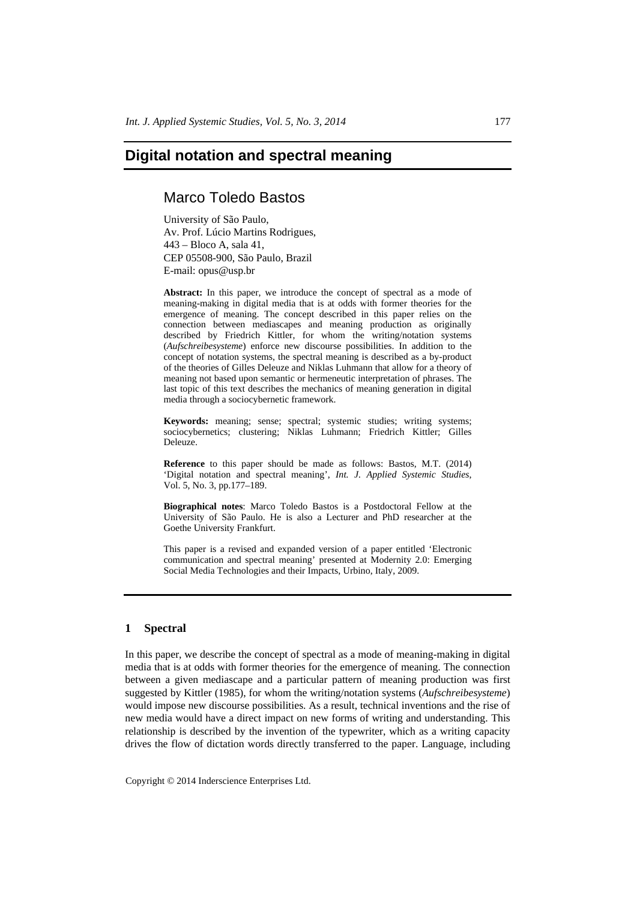# Digital notation and spectral meaning

## Marco Toledo Bastos

University of São Paulo,
Av. Prof. Lúcio Martins Rodrigues,
443 – Bloco A, sala 41,
CEP 05508-900, São Paulo, Brazil
E-mail: opus@usp.br

**Abstract:** In this paper, we introduce the concept of spectral as a mode of meaning-making in digital media that is at odds with former theories for the emergence of meaning. The concept described in this paper relies on the connection between mediascapes and meaning production as originally described by Friedrich Kittler, for whom the writing/notation systems (*Aufschreibesysteme*) enforce new discourse possibilities. In addition to the concept of notation systems, the spectral meaning is described as a by-product of the theories of Gilles Deleuze and Niklas Luhmann that allow for a theory of meaning not based upon semantic or hermeneutic interpretation of phrases. The last topic of this text describes the mechanics of meaning generation in digital media through a sociocybernetic framework.

**Keywords:** meaning; sense; spectral; systemic studies; writing systems; sociocybernetics; clustering; Niklas Luhmann; Friedrich Kittler; Gilles Deleuze.

**Reference** to this paper should be made as follows: Bastos, M.T. (2014) 'Digital notation and spectral meaning', *Int. J. Applied Systemic Studies*, Vol. 5, No. 3, pp.177–189.

**Biographical notes**: Marco Toledo Bastos is a Postdoctoral Fellow at the University of São Paulo. He is also a Lecturer and PhD researcher at the Goethe University Frankfurt.

This paper is a revised and expanded version of a paper entitled 'Electronic communication and spectral meaning' presented at Modernity 2.0: Emerging Social Media Technologies and their Impacts, Urbino, Italy, 2009.

## 1 Spectral

In this paper, we describe the concept of spectral as a mode of meaning-making in digital media that is at odds with former theories for the emergence of meaning. The connection between a given mediascape and a particular pattern of meaning production was first suggested by Kittler (1985), for whom the writing/notation systems (*Aufschreibesysteme*) would impose new discourse possibilities. As a result, technical inventions and the rise of new media would have a direct impact on new forms of writing and understanding. This relationship is described by the invention of the typewriter, which as a writing capacity drives the flow of dictation words directly transferred to the paper. Language, including

Copyright © 2014 Inderscience Enterprises Ltd.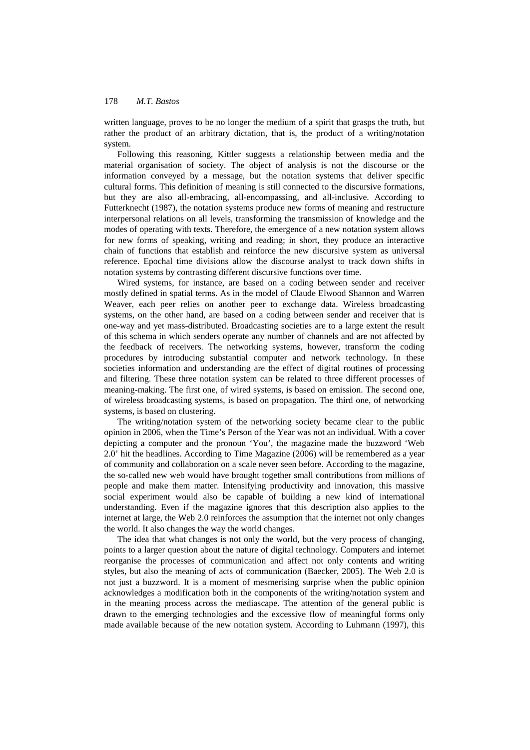written language, proves to be no longer the medium of a spirit that grasps the truth, but rather the product of an arbitrary dictation, that is, the product of a writing/notation system.

Following this reasoning, Kittler suggests a relationship between media and the material organisation of society. The object of analysis is not the discourse or the information conveyed by a message, but the notation systems that deliver specific cultural forms. This definition of meaning is still connected to the discursive formations, but they are also all-embracing, all-encompassing, and all-inclusive. According to Futterknecht (1987), the notation systems produce new forms of meaning and restructure interpersonal relations on all levels, transforming the transmission of knowledge and the modes of operating with texts. Therefore, the emergence of a new notation system allows for new forms of speaking, writing and reading; in short, they produce an interactive chain of functions that establish and reinforce the new discursive system as universal reference. Epochal time divisions allow the discourse analyst to track down shifts in notation systems by contrasting different discursive functions over time.

Wired systems, for instance, are based on a coding between sender and receiver mostly defined in spatial terms. As in the model of Claude Elwood Shannon and Warren Weaver, each peer relies on another peer to exchange data. Wireless broadcasting systems, on the other hand, are based on a coding between sender and receiver that is one-way and yet mass-distributed. Broadcasting societies are to a large extent the result of this schema in which senders operate any number of channels and are not affected by the feedback of receivers. The networking systems, however, transform the coding procedures by introducing substantial computer and network technology. In these societies information and understanding are the effect of digital routines of processing and filtering. These three notation system can be related to three different processes of meaning-making. The first one, of wired systems, is based on emission. The second one, of wireless broadcasting systems, is based on propagation. The third one, of networking systems, is based on clustering.

The writing/notation system of the networking society became clear to the public opinion in 2006, when the Time's Person of the Year was not an individual. With a cover depicting a computer and the pronoun 'You', the magazine made the buzzword 'Web 2.0' hit the headlines. According to Time Magazine (2006) will be remembered as a year of community and collaboration on a scale never seen before. According to the magazine, the so-called new web would have brought together small contributions from millions of people and make them matter. Intensifying productivity and innovation, this massive social experiment would also be capable of building a new kind of international understanding. Even if the magazine ignores that this description also applies to the internet at large, the Web 2.0 reinforces the assumption that the internet not only changes the world. It also changes the way the world changes.

The idea that what changes is not only the world, but the very process of changing, points to a larger question about the nature of digital technology. Computers and internet reorganise the processes of communication and affect not only contents and writing styles, but also the meaning of acts of communication (Baecker, 2005). The Web 2.0 is not just a buzzword. It is a moment of mesmerising surprise when the public opinion acknowledges a modification both in the components of the writing/notation system and in the meaning process across the mediascape. The attention of the general public is drawn to the emerging technologies and the excessive flow of meaningful forms only made available because of the new notation system. According to Luhmann (1997), this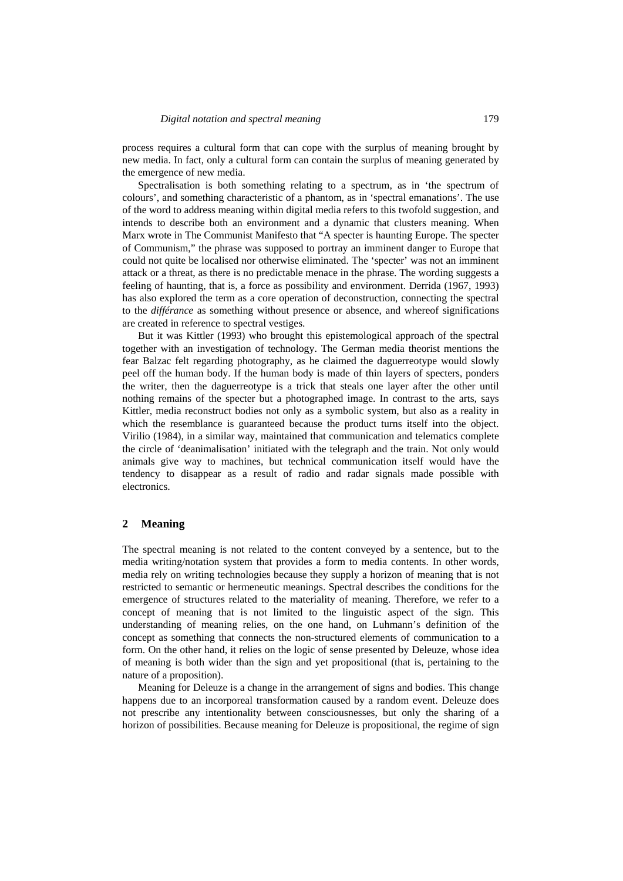process requires a cultural form that can cope with the surplus of meaning brought by new media. In fact, only a cultural form can contain the surplus of meaning generated by the emergence of new media.

Spectralisation is both something relating to a spectrum, as in 'the spectrum of colours', and something characteristic of a phantom, as in 'spectral emanations'. The use of the word to address meaning within digital media refers to this twofold suggestion, and intends to describe both an environment and a dynamic that clusters meaning. When Marx wrote in The Communist Manifesto that "A specter is haunting Europe. The specter of Communism," the phrase was supposed to portray an imminent danger to Europe that could not quite be localised nor otherwise eliminated. The 'specter' was not an imminent attack or a threat, as there is no predictable menace in the phrase. The wording suggests a feeling of haunting, that is, a force as possibility and environment. Derrida (1967, 1993) has also explored the term as a core operation of deconstruction, connecting the spectral to the *différance* as something without presence or absence, and whereof significations are created in reference to spectral vestiges.

But it was Kittler (1993) who brought this epistemological approach of the spectral together with an investigation of technology. The German media theorist mentions the fear Balzac felt regarding photography, as he claimed the daguerreotype would slowly peel off the human body. If the human body is made of thin layers of specters, ponders the writer, then the daguerreotype is a trick that steals one layer after the other until nothing remains of the specter but a photographed image. In contrast to the arts, says Kittler, media reconstruct bodies not only as a symbolic system, but also as a reality in which the resemblance is guaranteed because the product turns itself into the object. Virilio (1984), in a similar way, maintained that communication and telematics complete the circle of 'deanimalisation' initiated with the telegraph and the train. Not only would animals give way to machines, but technical communication itself would have the tendency to disappear as a result of radio and radar signals made possible with electronics.

## 2 Meaning

The spectral meaning is not related to the content conveyed by a sentence, but to the media writing/notation system that provides a form to media contents. In other words, media rely on writing technologies because they supply a horizon of meaning that is not restricted to semantic or hermeneutic meanings. Spectral describes the conditions for the emergence of structures related to the materiality of meaning. Therefore, we refer to a concept of meaning that is not limited to the linguistic aspect of the sign. This understanding of meaning relies, on the one hand, on Luhmann's definition of the concept as something that connects the non-structured elements of communication to a form. On the other hand, it relies on the logic of sense presented by Deleuze, whose idea of meaning is both wider than the sign and yet propositional (that is, pertaining to the nature of a proposition).

Meaning for Deleuze is a change in the arrangement of signs and bodies. This change happens due to an incorporeal transformation caused by a random event. Deleuze does not prescribe any intentionality between consciousnesses, but only the sharing of a horizon of possibilities. Because meaning for Deleuze is propositional, the regime of sign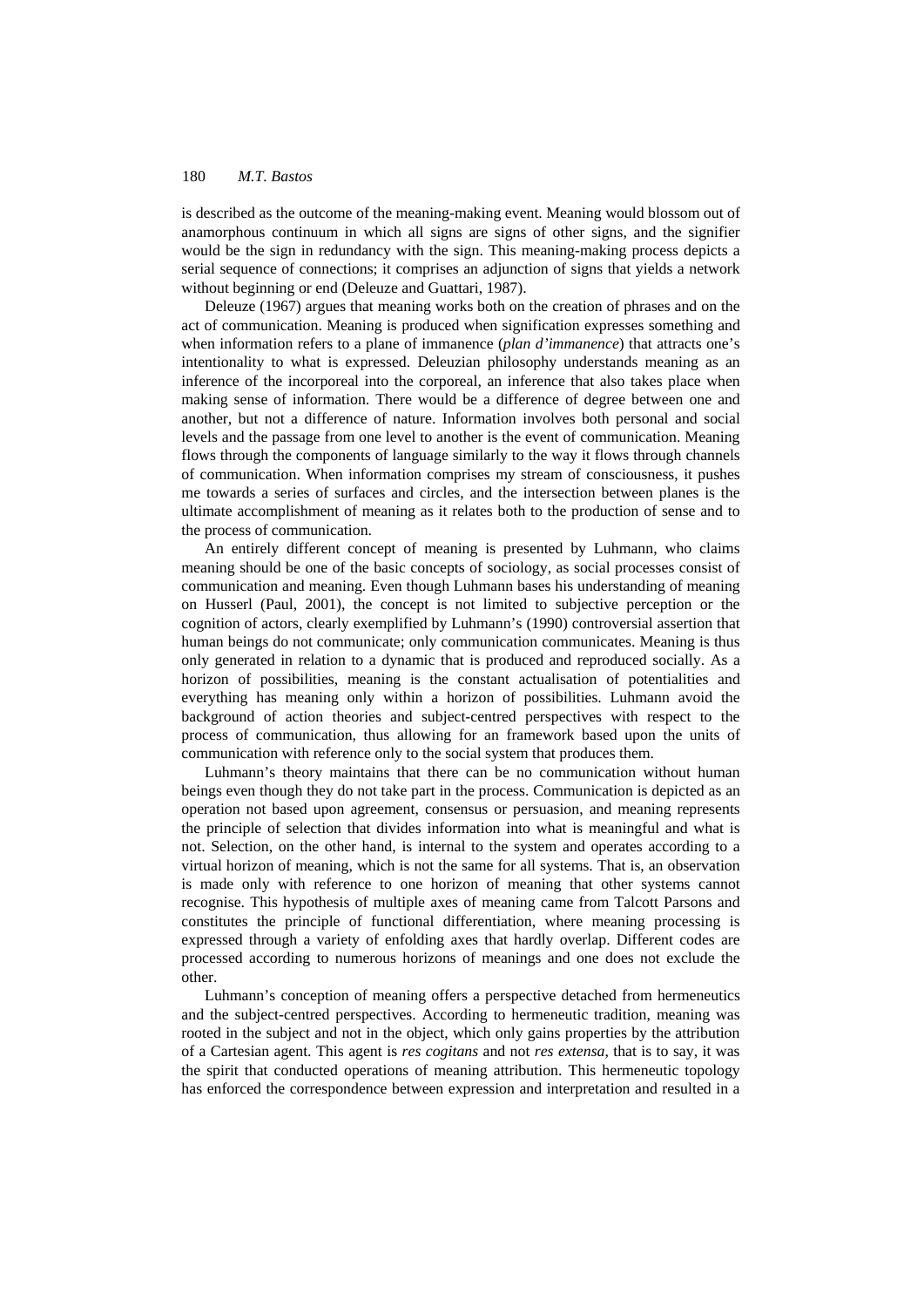is described as the outcome of the meaning-making event. Meaning would blossom out of anamorphous continuum in which all signs are signs of other signs, and the signifier would be the sign in redundancy with the sign. This meaning-making process depicts a serial sequence of connections; it comprises an adjunction of signs that yields a network without beginning or end (Deleuze and Guattari, 1987).

Deleuze (1967) argues that meaning works both on the creation of phrases and on the act of communication. Meaning is produced when signification expresses something and when information refers to a plane of immanence (*plan d'immanence*) that attracts one's intentionality to what is expressed. Deleuzian philosophy understands meaning as an inference of the incorporeal into the corporeal, an inference that also takes place when making sense of information. There would be a difference of degree between one and another, but not a difference of nature. Information involves both personal and social levels and the passage from one level to another is the event of communication. Meaning flows through the components of language similarly to the way it flows through channels of communication. When information comprises my stream of consciousness, it pushes me towards a series of surfaces and circles, and the intersection between planes is the ultimate accomplishment of meaning as it relates both to the production of sense and to the process of communication.

An entirely different concept of meaning is presented by Luhmann, who claims meaning should be one of the basic concepts of sociology, as social processes consist of communication and meaning. Even though Luhmann bases his understanding of meaning on Husserl (Paul, 2001), the concept is not limited to subjective perception or the cognition of actors, clearly exemplified by Luhmann's (1990) controversial assertion that human beings do not communicate; only communication communicates. Meaning is thus only generated in relation to a dynamic that is produced and reproduced socially. As a horizon of possibilities, meaning is the constant actualisation of potentialities and everything has meaning only within a horizon of possibilities. Luhmann avoid the background of action theories and subject-centred perspectives with respect to the process of communication, thus allowing for an framework based upon the units of communication with reference only to the social system that produces them.

Luhmann's theory maintains that there can be no communication without human beings even though they do not take part in the process. Communication is depicted as an operation not based upon agreement, consensus or persuasion, and meaning represents the principle of selection that divides information into what is meaningful and what is not. Selection, on the other hand, is internal to the system and operates according to a virtual horizon of meaning, which is not the same for all systems. That is, an observation is made only with reference to one horizon of meaning that other systems cannot recognise. This hypothesis of multiple axes of meaning came from Talcott Parsons and constitutes the principle of functional differentiation, where meaning processing is expressed through a variety of enfolding axes that hardly overlap. Different codes are processed according to numerous horizons of meanings and one does not exclude the other.

Luhmann's conception of meaning offers a perspective detached from hermeneutics and the subject-centred perspectives. According to hermeneutic tradition, meaning was rooted in the subject and not in the object, which only gains properties by the attribution of a Cartesian agent. This agent is *res cogitans* and not *res extensa*, that is to say, it was the spirit that conducted operations of meaning attribution. This hermeneutic topology has enforced the correspondence between expression and interpretation and resulted in a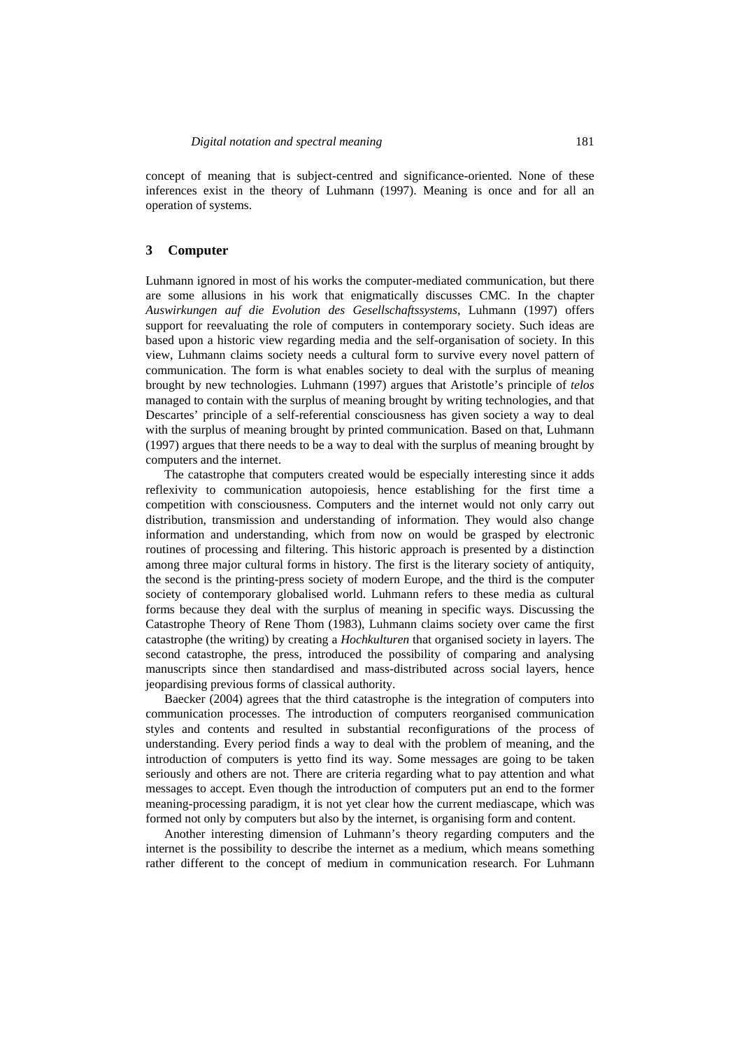concept of meaning that is subject-centred and significance-oriented. None of these inferences exist in the theory of Luhmann (1997). Meaning is once and for all an operation of systems.

## 3 Computer

Luhmann ignored in most of his works the computer-mediated communication, but there are some allusions in his work that enigmatically discusses CMC. In the chapter *Auswirkungen auf die Evolution des Gesellschaftssystems*, Luhmann (1997) offers support for reevaluating the role of computers in contemporary society. Such ideas are based upon a historic view regarding media and the self-organisation of society. In this view, Luhmann claims society needs a cultural form to survive every novel pattern of communication. The form is what enables society to deal with the surplus of meaning brought by new technologies. Luhmann (1997) argues that Aristotle's principle of *telos* managed to contain with the surplus of meaning brought by writing technologies, and that Descartes' principle of a self-referential consciousness has given society a way to deal with the surplus of meaning brought by printed communication. Based on that, Luhmann (1997) argues that there needs to be a way to deal with the surplus of meaning brought by computers and the internet.

The catastrophe that computers created would be especially interesting since it adds reflexivity to communication autopoiesis, hence establishing for the first time a competition with consciousness. Computers and the internet would not only carry out distribution, transmission and understanding of information. They would also change information and understanding, which from now on would be grasped by electronic routines of processing and filtering. This historic approach is presented by a distinction among three major cultural forms in history. The first is the literary society of antiquity, the second is the printing-press society of modern Europe, and the third is the computer society of contemporary globalised world. Luhmann refers to these media as cultural forms because they deal with the surplus of meaning in specific ways. Discussing the Catastrophe Theory of Rene Thom (1983), Luhmann claims society over came the first catastrophe (the writing) by creating a *Hochkulturen* that organised society in layers. The second catastrophe, the press, introduced the possibility of comparing and analysing manuscripts since then standardised and mass-distributed across social layers, hence jeopardising previous forms of classical authority.

Baecker (2004) agrees that the third catastrophe is the integration of computers into communication processes. The introduction of computers reorganised communication styles and contents and resulted in substantial reconfigurations of the process of understanding. Every period finds a way to deal with the problem of meaning, and the introduction of computers is yetto find its way. Some messages are going to be taken seriously and others are not. There are criteria regarding what to pay attention and what messages to accept. Even though the introduction of computers put an end to the former meaning-processing paradigm, it is not yet clear how the current mediascape, which was formed not only by computers but also by the internet, is organising form and content.

Another interesting dimension of Luhmann's theory regarding computers and the internet is the possibility to describe the internet as a medium, which means something rather different to the concept of medium in communication research. For Luhmann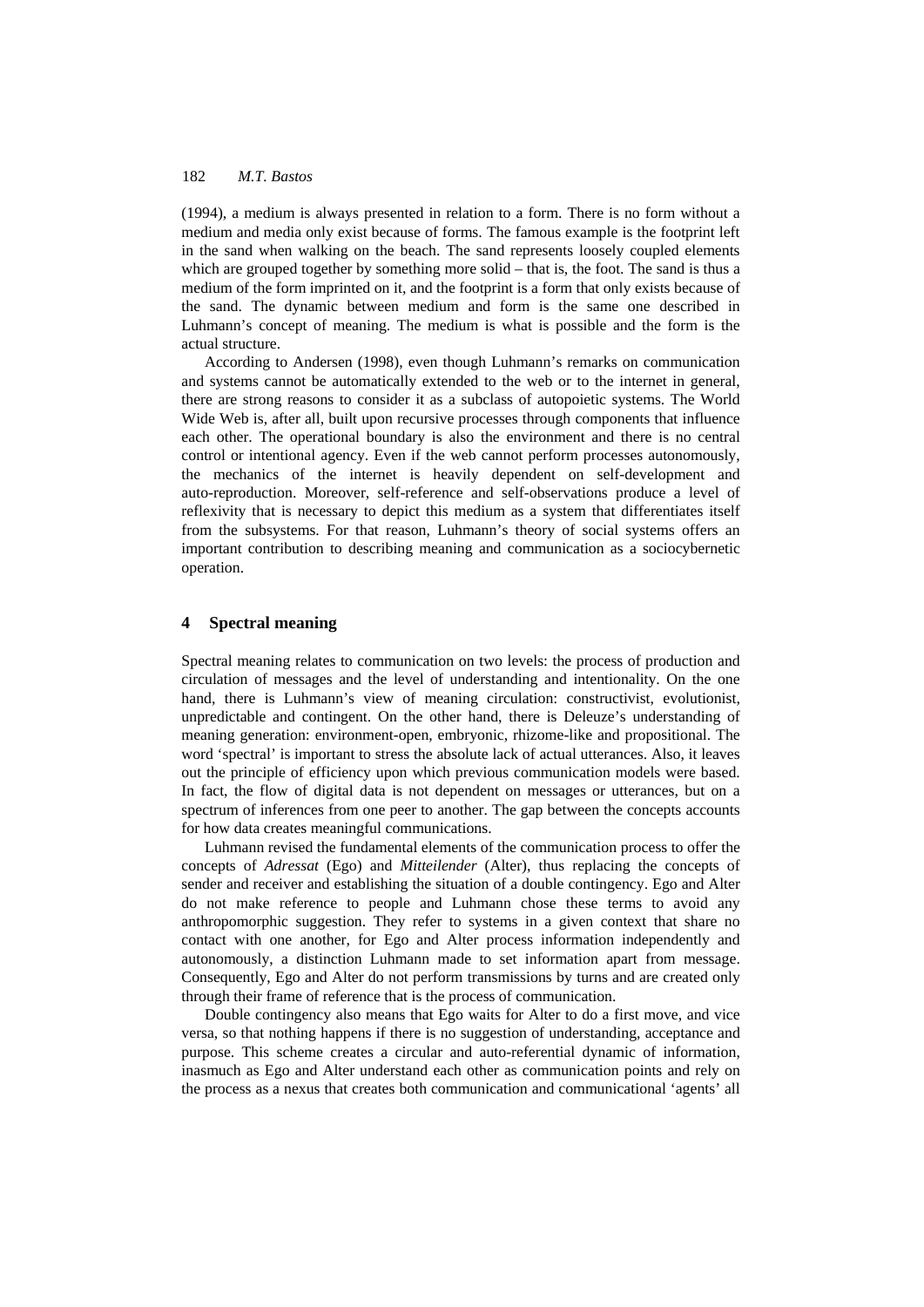(1994), a medium is always presented in relation to a form. There is no form without a medium and media only exist because of forms. The famous example is the footprint left in the sand when walking on the beach. The sand represents loosely coupled elements which are grouped together by something more solid – that is, the foot. The sand is thus a medium of the form imprinted on it, and the footprint is a form that only exists because of the sand. The dynamic between medium and form is the same one described in Luhmann's concept of meaning. The medium is what is possible and the form is the actual structure.

According to Andersen (1998), even though Luhmann's remarks on communication and systems cannot be automatically extended to the web or to the internet in general, there are strong reasons to consider it as a subclass of autopoietic systems. The World Wide Web is, after all, built upon recursive processes through components that influence each other. The operational boundary is also the environment and there is no central control or intentional agency. Even if the web cannot perform processes autonomously, the mechanics of the internet is heavily dependent on self-development and auto-reproduction. Moreover, self-reference and self-observations produce a level of reflexivity that is necessary to depict this medium as a system that differentiates itself from the subsystems. For that reason, Luhmann's theory of social systems offers an important contribution to describing meaning and communication as a sociocybernetic operation.

## 4 Spectral meaning

Spectral meaning relates to communication on two levels: the process of production and circulation of messages and the level of understanding and intentionality. On the one hand, there is Luhmann's view of meaning circulation: constructivist, evolutionist, unpredictable and contingent. On the other hand, there is Deleuze's understanding of meaning generation: environment-open, embryonic, rhizome-like and propositional. The word 'spectral' is important to stress the absolute lack of actual utterances. Also, it leaves out the principle of efficiency upon which previous communication models were based. In fact, the flow of digital data is not dependent on messages or utterances, but on a spectrum of inferences from one peer to another. The gap between the concepts accounts for how data creates meaningful communications.

Luhmann revised the fundamental elements of the communication process to offer the concepts of *Adressat* (Ego) and *Mitteilender* (Alter), thus replacing the concepts of sender and receiver and establishing the situation of a double contingency. Ego and Alter do not make reference to people and Luhmann chose these terms to avoid any anthropomorphic suggestion. They refer to systems in a given context that share no contact with one another, for Ego and Alter process information independently and autonomously, a distinction Luhmann made to set information apart from message. Consequently, Ego and Alter do not perform transmissions by turns and are created only through their frame of reference that is the process of communication.

Double contingency also means that Ego waits for Alter to do a first move, and vice versa, so that nothing happens if there is no suggestion of understanding, acceptance and purpose. This scheme creates a circular and auto-referential dynamic of information, inasmuch as Ego and Alter understand each other as communication points and rely on the process as a nexus that creates both communication and communicational 'agents' all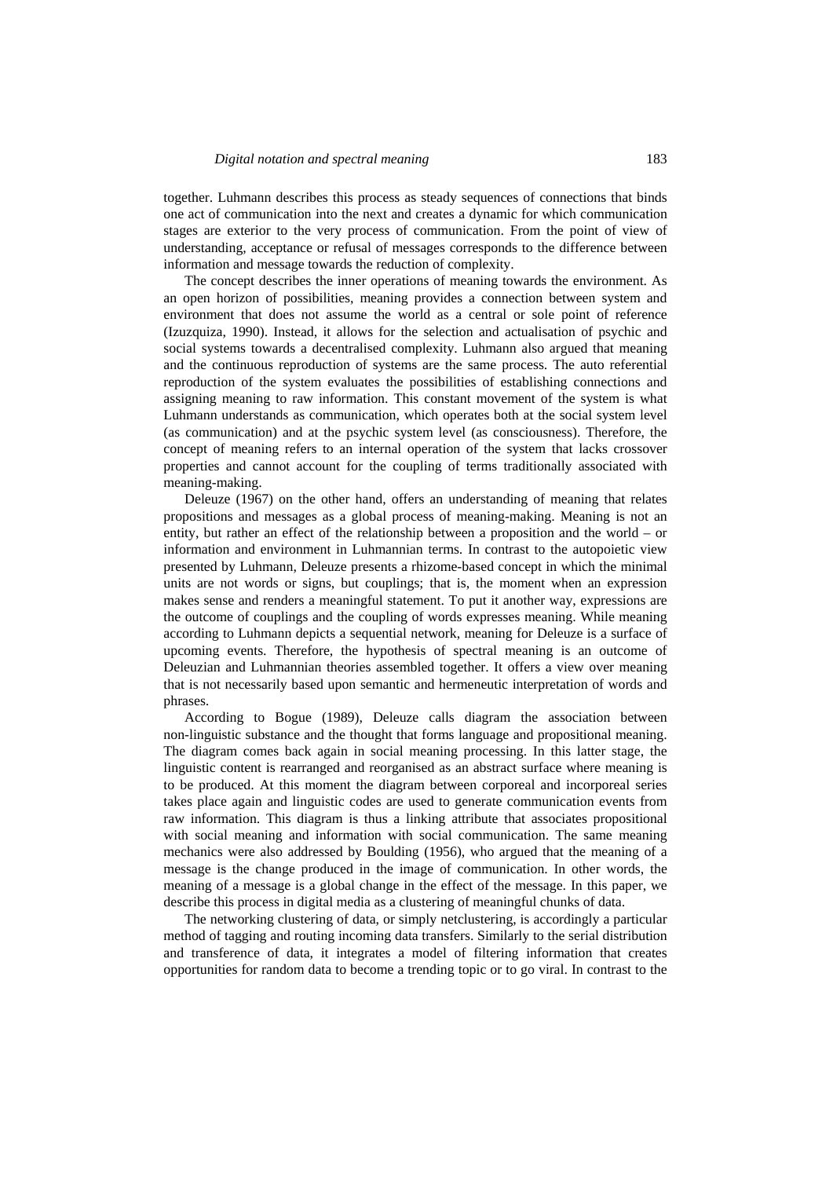together. Luhmann describes this process as steady sequences of connections that binds one act of communication into the next and creates a dynamic for which communication stages are exterior to the very process of communication. From the point of view of understanding, acceptance or refusal of messages corresponds to the difference between information and message towards the reduction of complexity.

The concept describes the inner operations of meaning towards the environment. As an open horizon of possibilities, meaning provides a connection between system and environment that does not assume the world as a central or sole point of reference (Izuzquiza, 1990). Instead, it allows for the selection and actualisation of psychic and social systems towards a decentralised complexity. Luhmann also argued that meaning and the continuous reproduction of systems are the same process. The auto referential reproduction of the system evaluates the possibilities of establishing connections and assigning meaning to raw information. This constant movement of the system is what Luhmann understands as communication, which operates both at the social system level (as communication) and at the psychic system level (as consciousness). Therefore, the concept of meaning refers to an internal operation of the system that lacks crossover properties and cannot account for the coupling of terms traditionally associated with meaning-making.

Deleuze (1967) on the other hand, offers an understanding of meaning that relates propositions and messages as a global process of meaning-making. Meaning is not an entity, but rather an effect of the relationship between a proposition and the world – or information and environment in Luhmannian terms. In contrast to the autopoietic view presented by Luhmann, Deleuze presents a rhizome-based concept in which the minimal units are not words or signs, but couplings; that is, the moment when an expression makes sense and renders a meaningful statement. To put it another way, expressions are the outcome of couplings and the coupling of words expresses meaning. While meaning according to Luhmann depicts a sequential network, meaning for Deleuze is a surface of upcoming events. Therefore, the hypothesis of spectral meaning is an outcome of Deleuzian and Luhmannian theories assembled together. It offers a view over meaning that is not necessarily based upon semantic and hermeneutic interpretation of words and phrases.

According to Bogue (1989), Deleuze calls diagram the association between non-linguistic substance and the thought that forms language and propositional meaning. The diagram comes back again in social meaning processing. In this latter stage, the linguistic content is rearranged and reorganised as an abstract surface where meaning is to be produced. At this moment the diagram between corporeal and incorporeal series takes place again and linguistic codes are used to generate communication events from raw information. This diagram is thus a linking attribute that associates propositional with social meaning and information with social communication. The same meaning mechanics were also addressed by Boulding (1956), who argued that the meaning of a message is the change produced in the image of communication. In other words, the meaning of a message is a global change in the effect of the message. In this paper, we describe this process in digital media as a clustering of meaningful chunks of data.

The networking clustering of data, or simply netclustering, is accordingly a particular method of tagging and routing incoming data transfers. Similarly to the serial distribution and transference of data, it integrates a model of filtering information that creates opportunities for random data to become a trending topic or to go viral. In contrast to the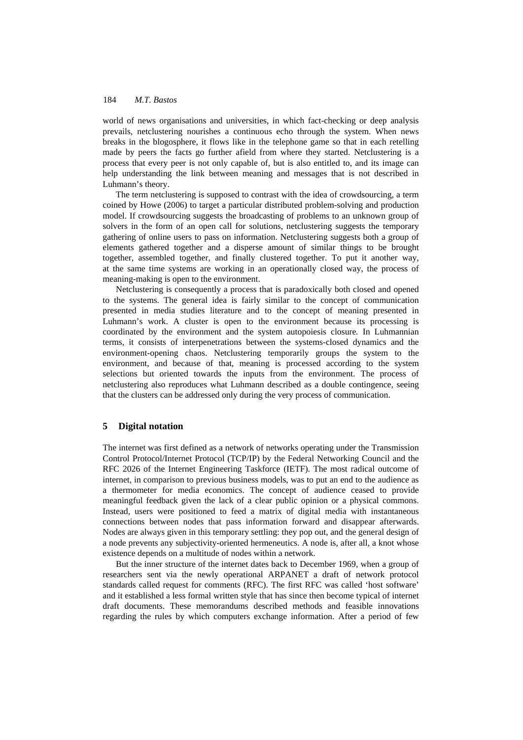world of news organisations and universities, in which fact-checking or deep analysis prevails, netclustering nourishes a continuous echo through the system. When news breaks in the blogosphere, it flows like in the telephone game so that in each retelling made by peers the facts go further afield from where they started. Netclustering is a process that every peer is not only capable of, but is also entitled to, and its image can help understanding the link between meaning and messages that is not described in Luhmann's theory.

The term netclustering is supposed to contrast with the idea of crowdsourcing, a term coined by Howe (2006) to target a particular distributed problem-solving and production model. If crowdsourcing suggests the broadcasting of problems to an unknown group of solvers in the form of an open call for solutions, netclustering suggests the temporary gathering of online users to pass on information. Netclustering suggests both a group of elements gathered together and a disperse amount of similar things to be brought together, assembled together, and finally clustered together. To put it another way, at the same time systems are working in an operationally closed way, the process of meaning-making is open to the environment.

Netclustering is consequently a process that is paradoxically both closed and opened to the systems. The general idea is fairly similar to the concept of communication presented in media studies literature and to the concept of meaning presented in Luhmann's work. A cluster is open to the environment because its processing is coordinated by the environment and the system autopoiesis closure. In Luhmannian terms, it consists of interpenetrations between the systems-closed dynamics and the environment-opening chaos. Netclustering temporarily groups the system to the environment, and because of that, meaning is processed according to the system selections but oriented towards the inputs from the environment. The process of netclustering also reproduces what Luhmann described as a double contingence, seeing that the clusters can be addressed only during the very process of communication.

## 5 Digital notation

The internet was first defined as a network of networks operating under the Transmission Control Protocol/Internet Protocol (TCP/IP) by the Federal Networking Council and the RFC 2026 of the Internet Engineering Taskforce (IETF). The most radical outcome of internet, in comparison to previous business models, was to put an end to the audience as a thermometer for media economics. The concept of audience ceased to provide meaningful feedback given the lack of a clear public opinion or a physical commons. Instead, users were positioned to feed a matrix of digital media with instantaneous connections between nodes that pass information forward and disappear afterwards. Nodes are always given in this temporary settling: they pop out, and the general design of a node prevents any subjectivity-oriented hermeneutics. A node is, after all, a knot whose existence depends on a multitude of nodes within a network.

But the inner structure of the internet dates back to December 1969, when a group of researchers sent via the newly operational ARPANET a draft of network protocol standards called request for comments (RFC). The first RFC was called 'host software' and it established a less formal written style that has since then become typical of internet draft documents. These memorandums described methods and feasible innovations regarding the rules by which computers exchange information. After a period of few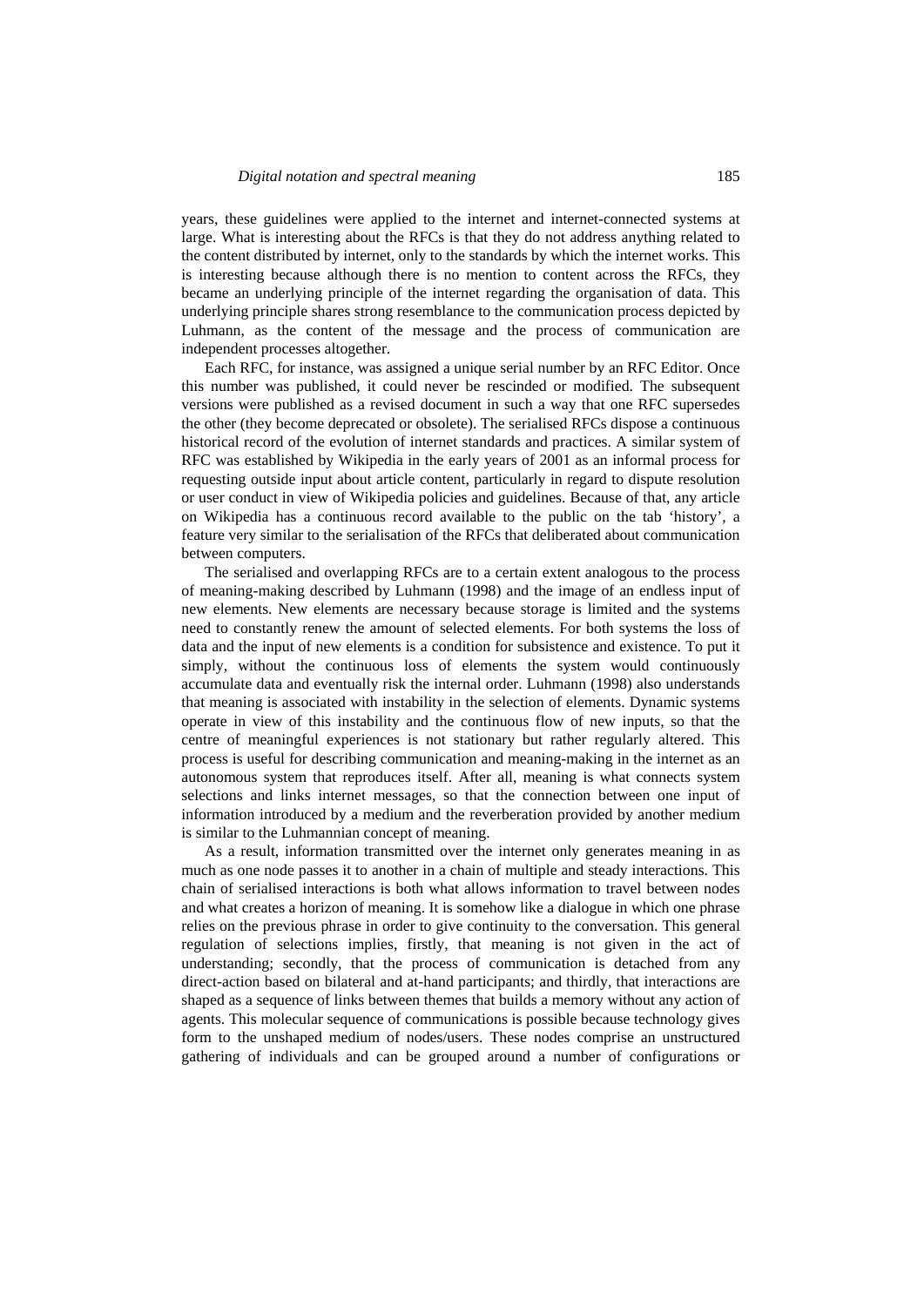years, these guidelines were applied to the internet and internet-connected systems at large. What is interesting about the RFCs is that they do not address anything related to the content distributed by internet, only to the standards by which the internet works. This is interesting because although there is no mention to content across the RFCs, they became an underlying principle of the internet regarding the organisation of data. This underlying principle shares strong resemblance to the communication process depicted by Luhmann, as the content of the message and the process of communication are independent processes altogether.

Each RFC, for instance, was assigned a unique serial number by an RFC Editor. Once this number was published, it could never be rescinded or modified. The subsequent versions were published as a revised document in such a way that one RFC supersedes the other (they become deprecated or obsolete). The serialised RFCs dispose a continuous historical record of the evolution of internet standards and practices. A similar system of RFC was established by Wikipedia in the early years of 2001 as an informal process for requesting outside input about article content, particularly in regard to dispute resolution or user conduct in view of Wikipedia policies and guidelines. Because of that, any article on Wikipedia has a continuous record available to the public on the tab 'history', a feature very similar to the serialisation of the RFCs that deliberated about communication between computers.

The serialised and overlapping RFCs are to a certain extent analogous to the process of meaning-making described by Luhmann (1998) and the image of an endless input of new elements. New elements are necessary because storage is limited and the systems need to constantly renew the amount of selected elements. For both systems the loss of data and the input of new elements is a condition for subsistence and existence. To put it simply, without the continuous loss of elements the system would continuously accumulate data and eventually risk the internal order. Luhmann (1998) also understands that meaning is associated with instability in the selection of elements. Dynamic systems operate in view of this instability and the continuous flow of new inputs, so that the centre of meaningful experiences is not stationary but rather regularly altered. This process is useful for describing communication and meaning-making in the internet as an autonomous system that reproduces itself. After all, meaning is what connects system selections and links internet messages, so that the connection between one input of information introduced by a medium and the reverberation provided by another medium is similar to the Luhmannian concept of meaning.

As a result, information transmitted over the internet only generates meaning in as much as one node passes it to another in a chain of multiple and steady interactions. This chain of serialised interactions is both what allows information to travel between nodes and what creates a horizon of meaning. It is somehow like a dialogue in which one phrase relies on the previous phrase in order to give continuity to the conversation. This general regulation of selections implies, firstly, that meaning is not given in the act of understanding; secondly, that the process of communication is detached from any direct-action based on bilateral and at-hand participants; and thirdly, that interactions are shaped as a sequence of links between themes that builds a memory without any action of agents. This molecular sequence of communications is possible because technology gives form to the unshaped medium of nodes/users. These nodes comprise an unstructured gathering of individuals and can be grouped around a number of configurations or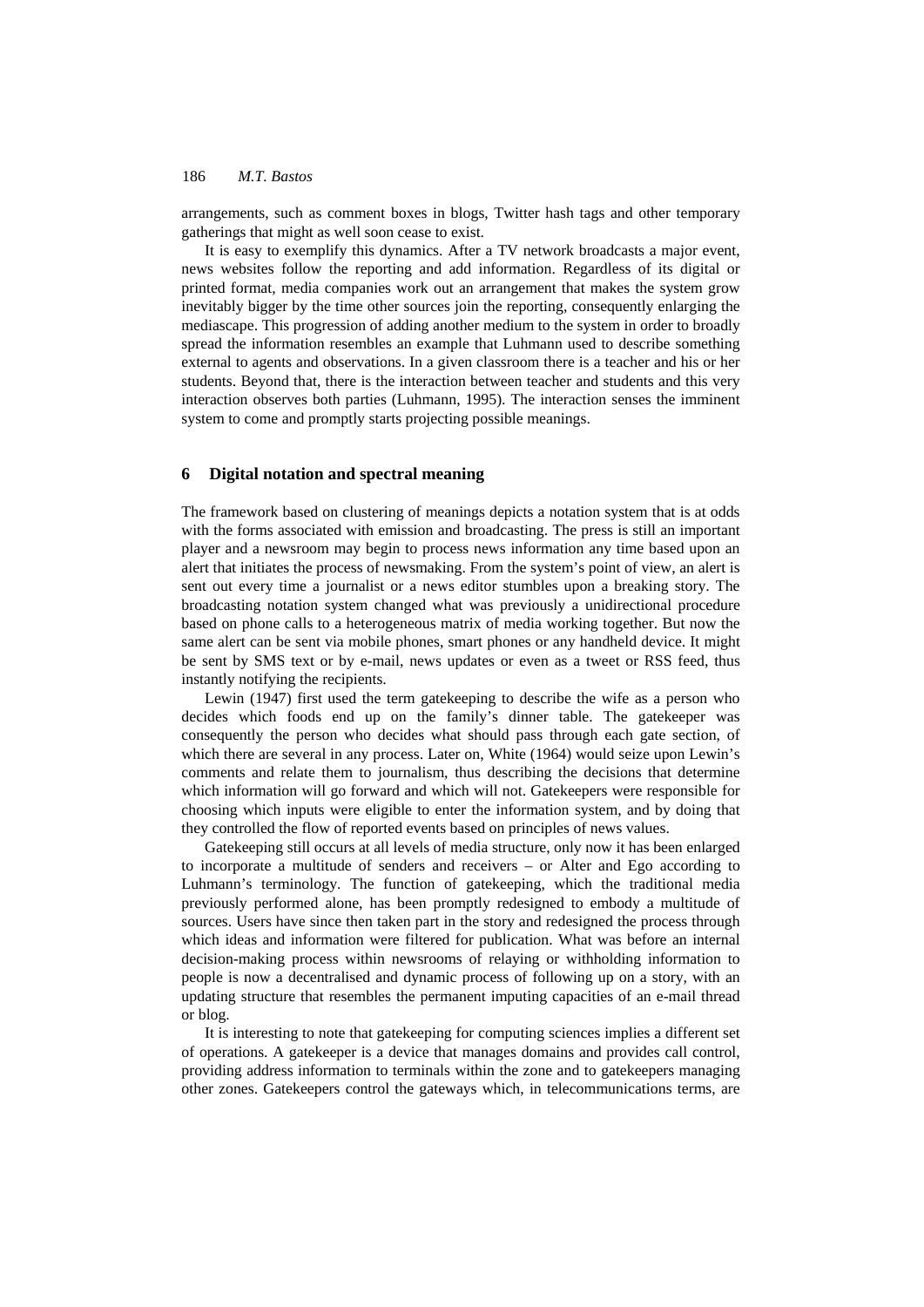arrangements, such as comment boxes in blogs, Twitter hash tags and other temporary gatherings that might as well soon cease to exist.

It is easy to exemplify this dynamics. After a TV network broadcasts a major event, news websites follow the reporting and add information. Regardless of its digital or printed format, media companies work out an arrangement that makes the system grow inevitably bigger by the time other sources join the reporting, consequently enlarging the mediascape. This progression of adding another medium to the system in order to broadly spread the information resembles an example that Luhmann used to describe something external to agents and observations. In a given classroom there is a teacher and his or her students. Beyond that, there is the interaction between teacher and students and this very interaction observes both parties (Luhmann, 1995). The interaction senses the imminent system to come and promptly starts projecting possible meanings.

## 6 Digital notation and spectral meaning

The framework based on clustering of meanings depicts a notation system that is at odds with the forms associated with emission and broadcasting. The press is still an important player and a newsroom may begin to process news information any time based upon an alert that initiates the process of newsmaking. From the system's point of view, an alert is sent out every time a journalist or a news editor stumbles upon a breaking story. The broadcasting notation system changed what was previously a unidirectional procedure based on phone calls to a heterogeneous matrix of media working together. But now the same alert can be sent via mobile phones, smart phones or any handheld device. It might be sent by SMS text or by e-mail, news updates or even as a tweet or RSS feed, thus instantly notifying the recipients.

Lewin (1947) first used the term gatekeeping to describe the wife as a person who decides which foods end up on the family's dinner table. The gatekeeper was consequently the person who decides what should pass through each gate section, of which there are several in any process. Later on, White (1964) would seize upon Lewin's comments and relate them to journalism, thus describing the decisions that determine which information will go forward and which will not. Gatekeepers were responsible for choosing which inputs were eligible to enter the information system, and by doing that they controlled the flow of reported events based on principles of news values.

Gatekeeping still occurs at all levels of media structure, only now it has been enlarged to incorporate a multitude of senders and receivers – or Alter and Ego according to Luhmann's terminology. The function of gatekeeping, which the traditional media previously performed alone, has been promptly redesigned to embody a multitude of sources. Users have since then taken part in the story and redesigned the process through which ideas and information were filtered for publication. What was before an internal decision-making process within newsrooms of relaying or withholding information to people is now a decentralised and dynamic process of following up on a story, with an updating structure that resembles the permanent imputing capacities of an e-mail thread or blog.

It is interesting to note that gatekeeping for computing sciences implies a different set of operations. A gatekeeper is a device that manages domains and provides call control, providing address information to terminals within the zone and to gatekeepers managing other zones. Gatekeepers control the gateways which, in telecommunications terms, are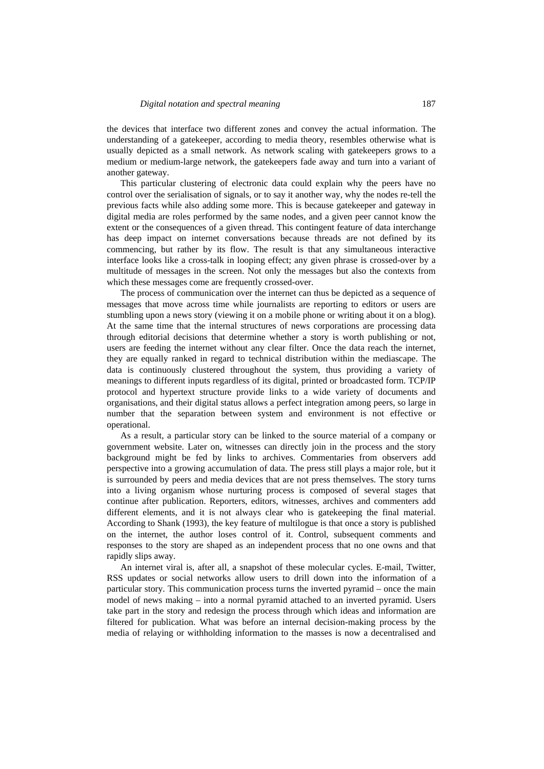the devices that interface two different zones and convey the actual information. The understanding of a gatekeeper, according to media theory, resembles otherwise what is usually depicted as a small network. As network scaling with gatekeepers grows to a medium or medium-large network, the gatekeepers fade away and turn into a variant of another gateway.

This particular clustering of electronic data could explain why the peers have no control over the serialisation of signals, or to say it another way, why the nodes re-tell the previous facts while also adding some more. This is because gatekeeper and gateway in digital media are roles performed by the same nodes, and a given peer cannot know the extent or the consequences of a given thread. This contingent feature of data interchange has deep impact on internet conversations because threads are not defined by its commencing, but rather by its flow. The result is that any simultaneous interactive interface looks like a cross-talk in looping effect; any given phrase is crossed-over by a multitude of messages in the screen. Not only the messages but also the contexts from which these messages come are frequently crossed-over.

The process of communication over the internet can thus be depicted as a sequence of messages that move across time while journalists are reporting to editors or users are stumbling upon a news story (viewing it on a mobile phone or writing about it on a blog). At the same time that the internal structures of news corporations are processing data through editorial decisions that determine whether a story is worth publishing or not, users are feeding the internet without any clear filter. Once the data reach the internet, they are equally ranked in regard to technical distribution within the mediascape. The data is continuously clustered throughout the system, thus providing a variety of meanings to different inputs regardless of its digital, printed or broadcasted form. TCP/IP protocol and hypertext structure provide links to a wide variety of documents and organisations, and their digital status allows a perfect integration among peers, so large in number that the separation between system and environment is not effective or operational.

As a result, a particular story can be linked to the source material of a company or government website. Later on, witnesses can directly join in the process and the story background might be fed by links to archives. Commentaries from observers add perspective into a growing accumulation of data. The press still plays a major role, but it is surrounded by peers and media devices that are not press themselves. The story turns into a living organism whose nurturing process is composed of several stages that continue after publication. Reporters, editors, witnesses, archives and commenters add different elements, and it is not always clear who is gatekeeping the final material. According to Shank (1993), the key feature of multilogue is that once a story is published on the internet, the author loses control of it. Control, subsequent comments and responses to the story are shaped as an independent process that no one owns and that rapidly slips away.

An internet viral is, after all, a snapshot of these molecular cycles. E-mail, Twitter, RSS updates or social networks allow users to drill down into the information of a particular story. This communication process turns the inverted pyramid – once the main model of news making – into a normal pyramid attached to an inverted pyramid. Users take part in the story and redesign the process through which ideas and information are filtered for publication. What was before an internal decision-making process by the media of relaying or withholding information to the masses is now a decentralised and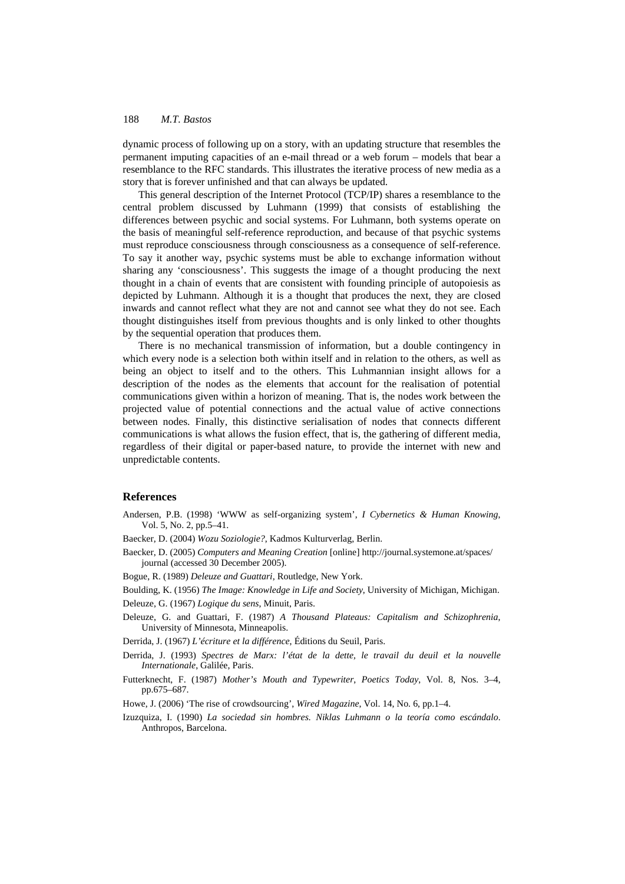dynamic process of following up on a story, with an updating structure that resembles the permanent imputing capacities of an e-mail thread or a web forum – models that bear a resemblance to the RFC standards. This illustrates the iterative process of new media as a story that is forever unfinished and that can always be updated.

This general description of the Internet Protocol (TCP/IP) shares a resemblance to the central problem discussed by Luhmann (1999) that consists of establishing the differences between psychic and social systems. For Luhmann, both systems operate on the basis of meaningful self-reference reproduction, and because of that psychic systems must reproduce consciousness through consciousness as a consequence of self-reference. To say it another way, psychic systems must be able to exchange information without sharing any 'consciousness'. This suggests the image of a thought producing the next thought in a chain of events that are consistent with founding principle of autopoiesis as depicted by Luhmann. Although it is a thought that produces the next, they are closed inwards and cannot reflect what they are not and cannot see what they do not see. Each thought distinguishes itself from previous thoughts and is only linked to other thoughts by the sequential operation that produces them.

There is no mechanical transmission of information, but a double contingency in which every node is a selection both within itself and in relation to the others, as well as being an object to itself and to the others. This Luhmannian insight allows for a description of the nodes as the elements that account for the realisation of potential communications given within a horizon of meaning. That is, the nodes work between the projected value of potential connections and the actual value of active connections between nodes. Finally, this distinctive serialisation of nodes that connects different communications is what allows the fusion effect, that is, the gathering of different media, regardless of their digital or paper-based nature, to provide the internet with new and unpredictable contents.

## References

Andersen, P.B. (1998) 'WWW as self-organizing system', *I Cybernetics & Human Knowing*, Vol. 5, No. 2, pp.5–41.

Baecker, D. (2004) *Wozu Soziologie?*, Kadmos Kulturverlag, Berlin.

Baecker, D. (2005) *Computers and Meaning Creation* [online] http://journal.systemone.at/spaces/journal (accessed 30 December 2005).

Bogue, R. (1989) *Deleuze and Guattari*, Routledge, New York.

Boulding, K. (1956) *The Image: Knowledge in Life and Society*, University of Michigan, Michigan.

Deleuze, G. (1967) *Logique du sens*, Minuit, Paris.

Deleuze, G. and Guattari, F. (1987) *A Thousand Plateaus: Capitalism and Schizophrenia*, University of Minnesota, Minneapolis.

Derrida, J. (1967) *L'écriture et la différence*, Éditions du Seuil, Paris.

Derrida, J. (1993) *Spectres de Marx: l'état de la dette, le travail du deuil et la nouvelle Internationale*, Galilée, Paris.

Futterknecht, F. (1987) *Mother's Mouth and Typewriter*, *Poetics Today*, Vol. 8, Nos. 3–4, pp.675–687.

Howe, J. (2006) 'The rise of crowdsourcing', *Wired Magazine*, Vol. 14, No. 6, pp.1–4.

Izuzquiza, I. (1990) *La sociedad sin hombres. Niklas Luhmann o la teoría como escándalo*. Anthropos, Barcelona.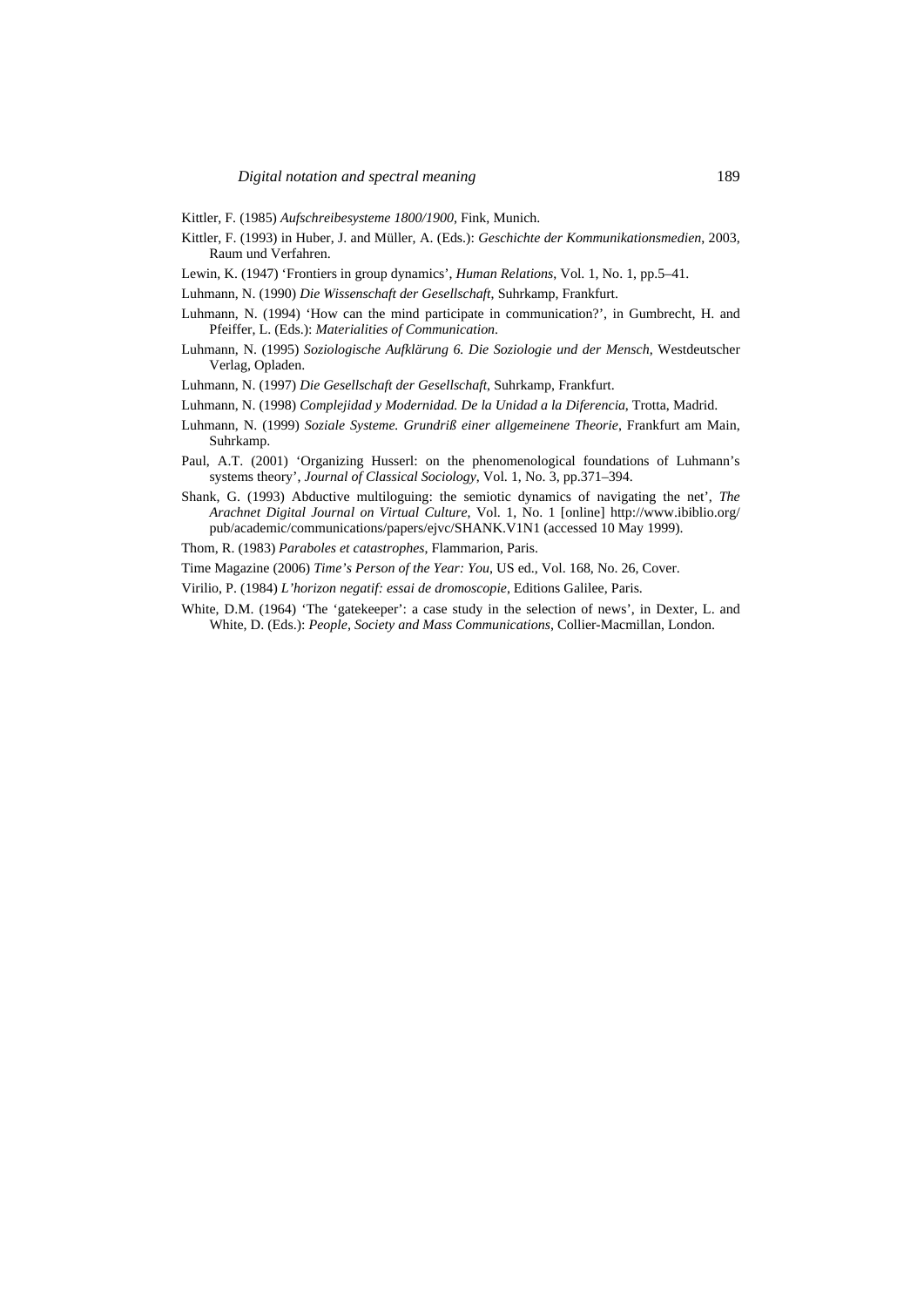Kittler, F. (1985) *Aufschreibesysteme 1800/1900*, Fink, Munich.

Kittler, F. (1993) in Huber, J. and Müller, A. (Eds.): *Geschichte der Kommunikationsmedien*, 2003, Raum und Verfahren.

Lewin, K. (1947) 'Frontiers in group dynamics', *Human Relations*, Vol. 1, No. 1, pp.5–41.

Luhmann, N. (1990) *Die Wissenschaft der Gesellschaft*, Suhrkamp, Frankfurt.

Luhmann, N. (1994) 'How can the mind participate in communication?', in Gumbrecht, H. and Pfeiffer, L. (Eds.): *Materialities of Communication*.

Luhmann, N. (1995) *Soziologische Aufklärung 6. Die Soziologie und der Mensch*, Westdeutscher Verlag, Opladen.

Luhmann, N. (1997) *Die Gesellschaft der Gesellschaft*, Suhrkamp, Frankfurt.

Luhmann, N. (1998) *Complejidad y Modernidad. De la Unidad a la Diferencia*, Trotta, Madrid.

Luhmann, N. (1999) *Soziale Systeme. Grundriß einer allgemeinene Theorie*, Frankfurt am Main, Suhrkamp.

Paul, A.T. (2001) 'Organizing Husserl: on the phenomenological foundations of Luhmann's systems theory', *Journal of Classical Sociology*, Vol. 1, No. 3, pp.371–394.

Shank, G. (1993) Abductive multiloguing: the semiotic dynamics of navigating the net', *The Arachnet Digital Journal on Virtual Culture*, Vol. 1, No. 1 [online] http://www.ibiblio.org/pub/academic/communications/papers/ejvc/SHANK.V1N1 (accessed 10 May 1999).

Thom, R. (1983) *Paraboles et catastrophes*, Flammarion, Paris.

Time Magazine (2006) *Time's Person of the Year: You*, US ed., Vol. 168, No. 26, Cover.

Virilio, P. (1984) *L'horizon negatif: essai de dromoscopie*, Editions Galilee, Paris.

White, D.M. (1964) 'The 'gatekeeper': a case study in the selection of news', in Dexter, L. and White, D. (Eds.): *People, Society and Mass Communications*, Collier-Macmillan, London.